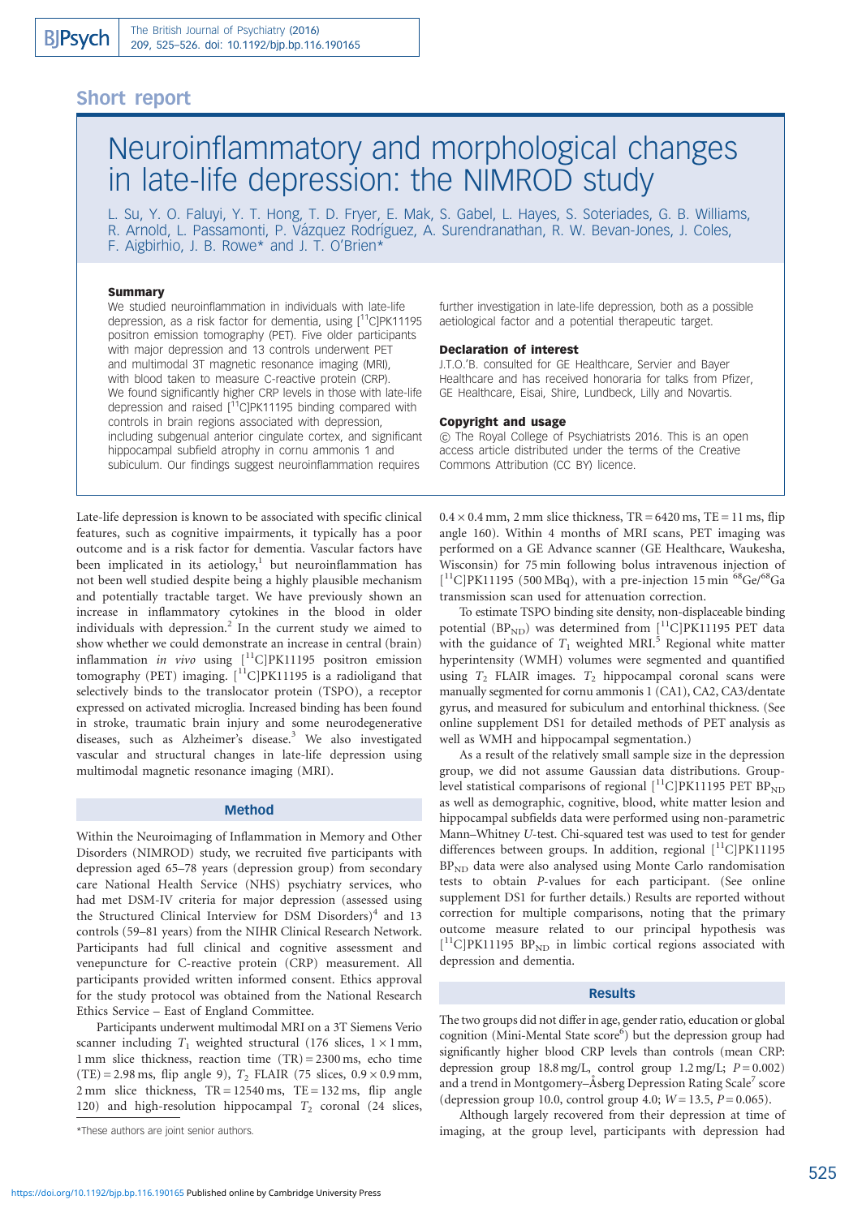Short report

# Neuroinflammatory and morphological changes in late-life depression: the NIMROD study

L. Su, Y. O. Faluyi, Y. T. Hong, T. D. Fryer, E. Mak, S. Gabel, L. Hayes, S. Soteriades, G. B. Williams, R. Arnold, L. Passamonti, P. Vázquez Rodríguez, A. Surendranathan, R. W. Bevan-Jones, J. Coles, F. Aigbirhio, J. B. Rowe* and J. T. O'Brien*

### Summary

We studied neuroinflammation in individuals with late-life depression, as a risk factor for dementia, using [$^{11}$C]PK11195 positron emission tomography (PET). Five older participants with major depression and 13 controls underwent PET and multimodal 3T magnetic resonance imaging (MRI), with blood taken to measure C-reactive protein (CRP). We found significantly higher CRP levels in those with late-life depression and raised [$^{11}$C]PK11195 binding compared with controls in brain regions associated with depression, including subgenual anterior cingulate cortex, and significant hippocampal subfield atrophy in cornu ammonis 1 and subiculum. Our findings suggest neuroinflammation requires further investigation in late-life depression, both as a possible aetiological factor and a potential therapeutic target.

### Declaration of interest

J.T.O.'B. consulted for GE Healthcare, Servier and Bayer Healthcare and has received honoraria for talks from Pfizer, GE Healthcare, Eisai, Shire, Lundbeck, Lilly and Novartis.

### Copyright and usage

© The Royal College of Psychiatrists 2016. This is an open access article distributed under the terms of the Creative Commons Attribution (CC BY) licence.

Late-life depression is known to be associated with specific clinical features, such as cognitive impairments, it typically has a poor outcome and is a risk factor for dementia. Vascular factors have been implicated in its aetiology,[1] but neuroinflammation has not been well studied despite being a highly plausible mechanism and potentially tractable target. We have previously shown an increase in inflammatory cytokines in the blood in older individuals with depression.[2] In the current study we aimed to show whether we could demonstrate an increase in central (brain) inflammation *in vivo* using [$^{11}$C]PK11195 positron emission tomography (PET) imaging. [$^{11}$C]PK11195 is a radioligand that selectively binds to the translocator protein (TSPO), a receptor expressed on activated microglia. Increased binding has been found in stroke, traumatic brain injury and some neurodegenerative diseases, such as Alzheimer's disease.[3] We also investigated vascular and structural changes in late-life depression using multimodal magnetic resonance imaging (MRI).

## Method

Within the Neuroimaging of Inflammation in Memory and Other Disorders (NIMROD) study, we recruited five participants with depression aged 65–78 years (depression group) from secondary care National Health Service (NHS) psychiatry services, who had met DSM-IV criteria for major depression (assessed using the Structured Clinical Interview for DSM Disorders)[4] and 13 controls (59–81 years) from the NIHR Clinical Research Network. Participants had full clinical and cognitive assessment and venepuncture for C-reactive protein (CRP) measurement. All participants provided written informed consent. Ethics approval for the study protocol was obtained from the National Research Ethics Service – East of England Committee.

Participants underwent multimodal MRI on a 3T Siemens Verio scanner including $T_1$ weighted structural (176 slices, 1 × 1 mm, 1 mm slice thickness, reaction time (TR) = 2300 ms, echo time (TE) = 2.98 ms, flip angle 9), $T_2$ FLAIR (75 slices, 0.9 × 0.9 mm, 2 mm slice thickness, TR = 12540 ms, TE = 132 ms, flip angle 120) and high-resolution hippocampal $T_2$ coronal (24 slices, 0.4 × 0.4 mm, 2 mm slice thickness, TR = 6420 ms, TE = 11 ms, flip angle 160). Within 4 months of MRI scans, PET imaging was performed on a GE Advance scanner (GE Healthcare, Waukesha, Wisconsin) for 75 min following bolus intravenous injection of [$^{11}$C]PK11195 (500 MBq), with a pre-injection 15 min $^{68}$Ge/$^{68}$Ga transmission scan used for attenuation correction.

To estimate TSPO binding site density, non-displaceable binding potential ($BP_{ND}$) was determined from [$^{11}$C]PK11195 PET data with the guidance of $T_1$ weighted MRI.[5] Regional white matter hyperintensity (WMH) volumes were segmented and quantified using $T_2$ FLAIR images. $T_2$ hippocampal coronal scans were manually segmented for cornu ammonis 1 (CA1), CA2, CA3/dentate gyrus, and measured for subiculum and entorhinal thickness. (See online supplement DS1 for detailed methods of PET analysis as well as WMH and hippocampal segmentation.)

As a result of the relatively small sample size in the depression group, we did not assume Gaussian data distributions. Group-level statistical comparisons of regional [$^{11}$C]PK11195 PET $BP_{ND}$ as well as demographic, cognitive, blood, white matter lesion and hippocampal subfields data were performed using non-parametric Mann–Whitney *U*-test. Chi-squared test was used to test for gender differences between groups. In addition, regional [$^{11}$C]PK11195 $BP_{ND}$ data were also analysed using Monte Carlo randomisation tests to obtain *P*-values for each participant. (See online supplement DS1 for further details.) Results are reported without correction for multiple comparisons, noting that the primary outcome measure related to our principal hypothesis was [$^{11}$C]PK11195 $BP_{ND}$ in limbic cortical regions associated with depression and dementia.

## Results

The two groups did not differ in age, gender ratio, education or global cognition (Mini-Mental State score[6]) but the depression group had significantly higher blood CRP levels than controls (mean CRP: depression group 18.8 mg/L, control group 1.2 mg/L; $P = 0.002$) and a trend in Montgomery–Åsberg Depression Rating Scale[7] score (depression group 10.0, control group 4.0; $W = 13.5$, $P = 0.065$).

Although largely recovered from their depression at time of imaging, at the group level, participants with depression had

*These authors are joint senior authors.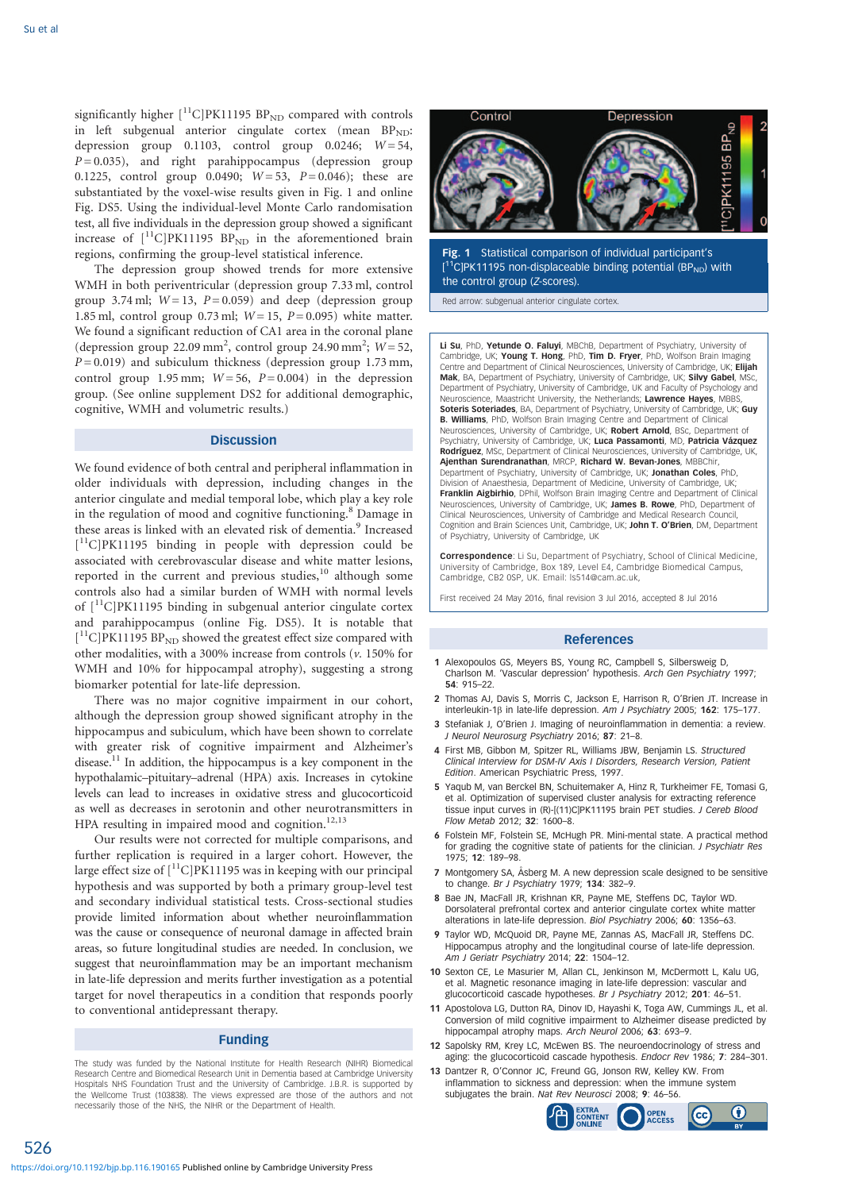significantly higher [$^{11}$C]PK11195 $BP_{ND}$ compared with controls in left subgenual anterior cingulate cortex (mean $BP_{ND}$: depression group 0.1103, control group 0.0246; $W = 54$, $P = 0.035$), and right parahippocampus (depression group 0.1225, control group 0.0490; $W = 53$, $P = 0.046$); these are substantiated by the voxel-wise results given in Fig. 1 and online Fig. DS5. Using the individual-level Monte Carlo randomisation test, all five individuals in the depression group showed a significant increase of [$^{11}$C]PK11195 $BP_{ND}$ in the aforementioned brain regions, confirming the group-level statistical inference.

The depression group showed trends for more extensive WMH in both periventricular (depression group 7.33 ml, control group 3.74 ml; $W = 13$, $P = 0.059$) and deep (depression group 1.85 ml, control group 0.73 ml; $W = 15$, $P = 0.095$) white matter. We found a significant reduction of CA1 area in the coronal plane (depression group 22.09 mm$^2$, control group 24.90 mm$^2$; $W = 52$, $P = 0.019$) and subiculum thickness (depression group 1.73 mm, control group 1.95 mm; $W = 56$, $P = 0.004$) in the depression group. (See online supplement DS2 for additional demographic, cognitive, WMH and volumetric results.)

Control

Depression

[$^{11}$C]PK11195 $BP_{ND}$

2

1

0

**Fig. 1** Statistical comparison of individual participant's [$^{11}$C]PK11195 non-displaceable binding potential ($BP_{ND}$) with the control group (*Z*-scores).

Red arrow: subgenual anterior cingulate cortex.

## Discussion

We found evidence of both central and peripheral inflammation in older individuals with depression, including changes in the anterior cingulate and medial temporal lobe, which play a key role in the regulation of mood and cognitive functioning.[8] Damage in these areas is linked with an elevated risk of dementia.[9] Increased [$^{11}$C]PK11195 binding in people with depression could be associated with cerebrovascular disease and white matter lesions, reported in the current and previous studies,[10] although some controls also had a similar burden of WMH with normal levels of [$^{11}$C]PK11195 binding in subgenual anterior cingulate cortex and parahippocampus (online Fig. DS5). It is notable that [$^{11}$C]PK11195 $BP_{ND}$ showed the greatest effect size compared with other modalities, with a 300% increase from controls (*v.* 150% for WMH and 10% for hippocampal atrophy), suggesting a strong biomarker potential for late-life depression.

There was no major cognitive impairment in our cohort, although the depression group showed significant atrophy in the hippocampus and subiculum, which have been shown to correlate with greater risk of cognitive impairment and Alzheimer's disease.[11] In addition, the hippocampus is a key component in the hypothalamic–pituitary–adrenal (HPA) axis. Increases in cytokine levels can lead to increases in oxidative stress and glucocorticoid as well as decreases in serotonin and other neurotransmitters in HPA resulting in impaired mood and cognition.[12,13]

Our results were not corrected for multiple comparisons, and further replication is required in a larger cohort. However, the large effect size of [$^{11}$C]PK11195 was in keeping with our principal hypothesis and was supported by both a primary group-level test and secondary individual statistical tests. Cross-sectional studies provide limited information about whether neuroinflammation was the cause or consequence of neuronal damage in affected brain areas, so future longitudinal studies are needed. In conclusion, we suggest that neuroinflammation may be an important mechanism in late-life depression and merits further investigation as a potential target for novel therapeutics in a condition that responds poorly to conventional antidepressant therapy.

## Funding

The study was funded by the National Institute for Health Research (NIHR) Biomedical Research Centre and Biomedical Research Unit in Dementia based at Cambridge University Hospitals NHS Foundation Trust and the University of Cambridge. J.B.R. is supported by the Wellcome Trust (103838). The views expressed are those of the authors and not necessarily those of the NHS, the NIHR or the Department of Health.

**Li Su**, PhD, **Yetunde O. Faluyi**, MBChB, Department of Psychiatry, University of Cambridge, UK; **Young T. Hong**, PhD, **Tim D. Fryer**, PhD, Wolfson Brain Imaging Centre and Department of Clinical Neurosciences, University of Cambridge, UK; **Elijah Mak**, BA, Department of Psychiatry, University of Cambridge, UK; **Silvy Gabel**, MSc, Department of Psychiatry, University of Cambridge, UK and Faculty of Psychology and Neuroscience, Maastricht University, the Netherlands; **Lawrence Hayes**, MBBS, **Soteris Soteriades**, BA, Department of Psychiatry, University of Cambridge, UK; **Guy B. Williams**, PhD, Wolfson Brain Imaging Centre and Department of Clinical Neurosciences, University of Cambridge, UK; **Robert Arnold**, BSc, Department of Psychiatry, University of Cambridge, UK; **Luca Passamonti**, MD, **Patricia Vázquez Rodríguez**, MSc, Department of Clinical Neurosciences, University of Cambridge, UK, **Ajenthan Surendranathan**, MRCP, **Richard W. Bevan-Jones**, MBBChir, Department of Psychiatry, University of Cambridge, UK; **Jonathan Coles**, PhD, Division of Anaesthesia, Department of Medicine, University of Cambridge, UK; **Franklin Aigbirhio**, DPhil, Wolfson Brain Imaging Centre and Department of Clinical Neurosciences, University of Cambridge, UK; **James B. Rowe**, PhD, Department of Clinical Neurosciences, University of Cambridge and Medical Research Council, Cognition and Brain Sciences Unit, Cambridge, UK; **John T. O'Brien**, DM, Department of Psychiatry, University of Cambridge, UK

**Correspondence**: Li Su, Department of Psychiatry, School of Clinical Medicine, University of Cambridge, Box 189, Level E4, Cambridge Biomedical Campus, Cambridge, CB2 0SP, UK. Email: ls514@cam.ac.uk

First received 24 May 2016, final revision 3 Jul 2016, accepted 8 Jul 2016

## References

1. Alexopoulos GS, Meyers BS, Young RC, Campbell S, Silbersweig D, Charlson M. 'Vascular depression' hypothesis. *Arch Gen Psychiatry* 1997; **54**: 915–22.
2. Thomas AJ, Davis S, Morris C, Jackson E, Harrison R, O'Brien JT. Increase in interleukin-1β in late-life depression. *Am J Psychiatry* 2005; **162**: 175–177.
3. Stefaniak J, O'Brien J. Imaging of neuroinflammation in dementia: a review. *J Neurol Neurosurg Psychiatry* 2016; **87**: 21–8.
4. First MB, Gibbon M, Spitzer RL, Williams JBW, Benjamin LS. *Structured Clinical Interview for DSM-IV Axis I Disorders, Research Version, Patient Edition*. American Psychiatric Press, 1997.
5. Yaqub M, van Berckel BN, Schuitemaker A, Hinz R, Turkheimer FE, Tomasi G, et al. Optimization of supervised cluster analysis for extracting reference tissue input curves in (R)-[(11)C]PK11195 brain PET studies. *J Cereb Blood Flow Metab* 2012; **32**: 1600–8.
6. Folstein MF, Folstein SE, McHugh PR. Mini-mental state. A practical method for grading the cognitive state of patients for the clinician. *J Psychiatr Res* 1975; **12**: 189–98.
7. Montgomery SA, Åsberg M. A new depression scale designed to be sensitive to change. *Br J Psychiatry* 1979; **134**: 382–9.
8. Bae JN, MacFall JR, Krishnan KR, Payne ME, Steffens DC, Taylor WD. Dorsolateral prefrontal cortex and anterior cingulate cortex white matter alterations in late-life depression. *Biol Psychiatry* 2006; **60**: 1356–63.
9. Taylor WD, McQuoid DR, Payne ME, Zannas AS, MacFall JR, Steffens DC. Hippocampus atrophy and the longitudinal course of late-life depression. *Am J Geriatr Psychiatry* 2014; **22**: 1504–12.
10. Sexton CE, Le Masurier M, Allan CL, Jenkinson M, McDermott L, Kalu UG, et al. Magnetic resonance imaging in late-life depression: vascular and glucocorticoid cascade hypotheses. *Br J Psychiatry* 2012; **201**: 46–51.
11. Apostolova LG, Dutton RA, Dinov ID, Hayashi K, Toga AW, Cummings JL, et al. Conversion of mild cognitive impairment to Alzheimer disease predicted by hippocampal atrophy maps. *Arch Neurol* 2006; **63**: 693–9.
12. Sapolsky RM, Krey LC, McEwen BS. The neuroendocrinology of stress and aging: the glucocorticoid cascade hypothesis. *Endocr Rev* 1986; **7**: 284–301.
13. Dantzer R, O'Connor JC, Freund GG, Johnson RW, Kelley KW. From inflammation to sickness and depression: when the immune system subjugates the brain. *Nat Rev Neurosci* 2008; **9**: 46–56.